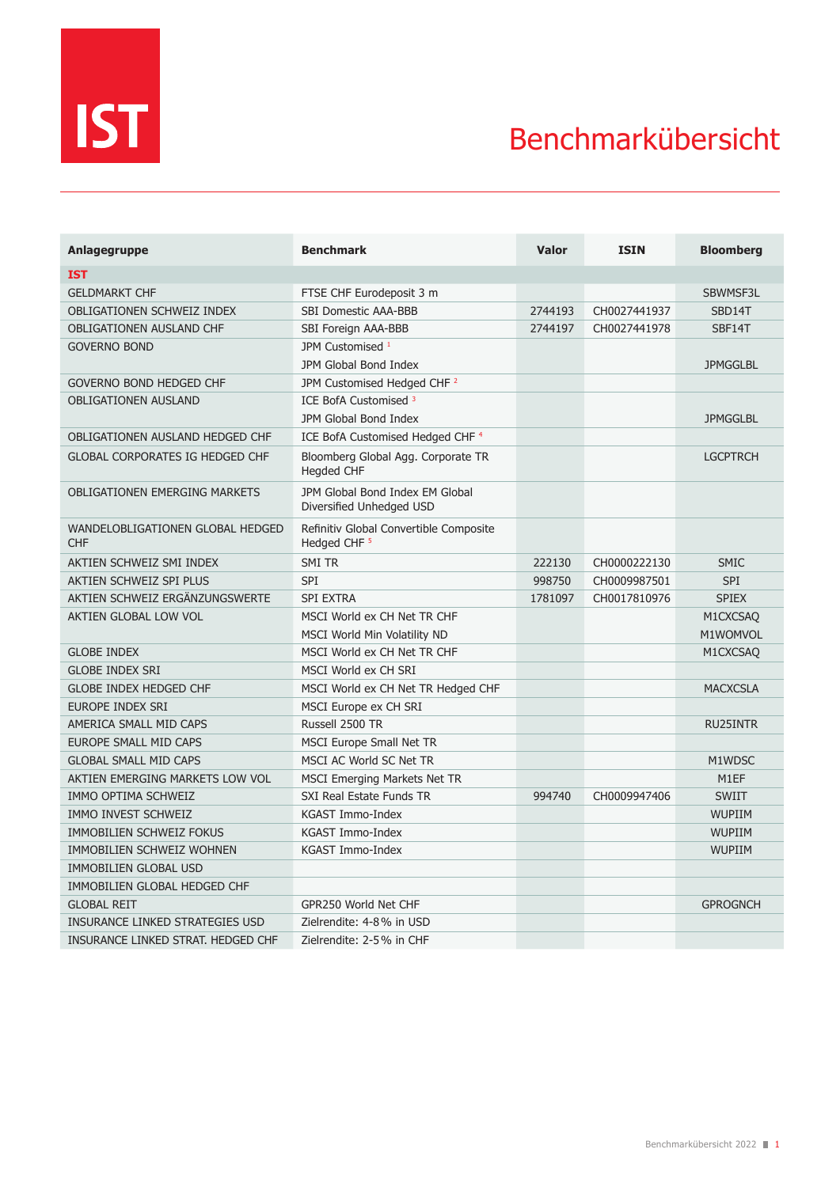IST

# Benchmarkübersicht

| Anlagegruppe | Benchmark | Valor | ISIN | Bloomberg |
|---|---|---|---|---|
| **IST** | | | | |
| GELDMARKT CHF | FTSE CHF Eurodeposit 3 m | | | SBWMSF3L |
| OBLIGATIONEN SCHWEIZ INDEX | SBI Domestic AAA-BBB | 2744193 | CH0027441937 | SBD14T |
| OBLIGATIONEN AUSLAND CHF | SBI Foreign AAA-BBB | 2744197 | CH0027441978 | SBF14T |
| GOVERNO BOND | JPM Customised [1] | | | |
| | JPM Global Bond Index | | | JPMGGLBL |
| GOVERNO BOND HEDGED CHF | JPM Customised Hedged CHF [2] | | | |
| OBLIGATIONEN AUSLAND | ICE BofA Customised [3] | | | |
| | JPM Global Bond Index | | | JPMGGLBL |
| OBLIGATIONEN AUSLAND HEDGED CHF | ICE BofA Customised Hedged CHF [4] | | | |
| GLOBAL CORPORATES IG HEDGED CHF | Bloomberg Global Agg. Corporate TR Hegded CHF | | | LGCPTRCH |
| OBLIGATIONEN EMERGING MARKETS | JPM Global Bond Index EM Global Diversified Unhedged USD | | | |
| WANDELOBLIGATIONEN GLOBAL HEDGED CHF | Refinitiv Global Convertible Composite Hedged CHF [5] | | | |
| AKTIEN SCHWEIZ SMI INDEX | SMI TR | 222130 | CH0000222130 | SMIC |
| AKTIEN SCHWEIZ SPI PLUS | SPI | 998750 | CH0009987501 | SPI |
| AKTIEN SCHWEIZ ERGÄNZUNGSWERTE | SPI EXTRA | 1781097 | CH0017810976 | SPIEX |
| AKTIEN GLOBAL LOW VOL | MSCI World ex CH Net TR CHF | | | M1CXCSAQ |
| | MSCI World Min Volatility ND | | | M1WOMVOL |
| GLOBE INDEX | MSCI World ex CH Net TR CHF | | | M1CXCSAQ |
| GLOBE INDEX SRI | MSCI World ex CH SRI | | | |
| GLOBE INDEX HEDGED CHF | MSCI World ex CH Net TR Hedged CHF | | | MACXCSLA |
| EUROPE INDEX SRI | MSCI Europe ex CH SRI | | | |
| AMERICA SMALL MID CAPS | Russell 2500 TR | | | RU25INTR |
| EUROPE SMALL MID CAPS | MSCI Europe Small Net TR | | | |
| GLOBAL SMALL MID CAPS | MSCI AC World SC Net TR | | | M1WDSC |
| AKTIEN EMERGING MARKETS LOW VOL | MSCI Emerging Markets Net TR | | | M1EF |
| IMMO OPTIMA SCHWEIZ | SXI Real Estate Funds TR | 994740 | CH0009947406 | SWIIT |
| IMMO INVEST SCHWEIZ | KGAST Immo-Index | | | WUPIIM |
| IMMOBILIEN SCHWEIZ FOKUS | KGAST Immo-Index | | | WUPIIM |
| IMMOBILIEN SCHWEIZ WOHNEN | KGAST Immo-Index | | | WUPIIM |
| IMMOBILIEN GLOBAL USD | | | | |
| IMMOBILIEN GLOBAL HEDGED CHF | | | | |
| GLOBAL REIT | GPR250 World Net CHF | | | GPROGNCH |
| INSURANCE LINKED STRATEGIES USD | Zielrendite: 4-8% in USD | | | |
| INSURANCE LINKED STRAT. HEDGED CHF | Zielrendite: 2-5% in CHF | | | |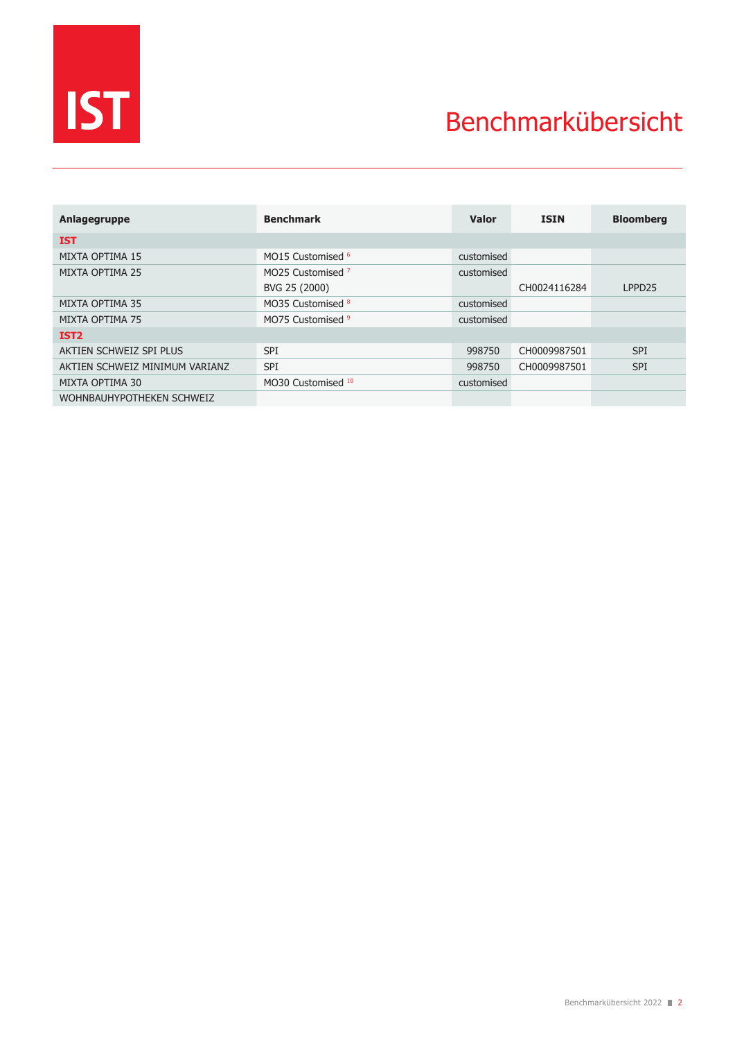IST

# Benchmarkübersicht

| Anlagegruppe | Benchmark | Valor | ISIN | Bloomberg |
|---|---|---|---|---|
| **IST** | | | | |
| MIXTA OPTIMA 15 | MO15 Customised [6] | customised | | |
| MIXTA OPTIMA 25 | MO25 Customised [7] | customised | | |
| | BVG 25 (2000) | | CH0024116284 | LPPD25 |
| MIXTA OPTIMA 35 | MO35 Customised [8] | customised | | |
| MIXTA OPTIMA 75 | MO75 Customised [9] | customised | | |
| **IST2** | | | | |
| AKTIEN SCHWEIZ SPI PLUS | SPI | 998750 | CH0009987501 | SPI |
| AKTIEN SCHWEIZ MINIMUM VARIANZ | SPI | 998750 | CH0009987501 | SPI |
| MIXTA OPTIMA 30 | MO30 Customised [10] | customised | | |
| WOHNBAUHYPOTHEKEN SCHWEIZ | | | | |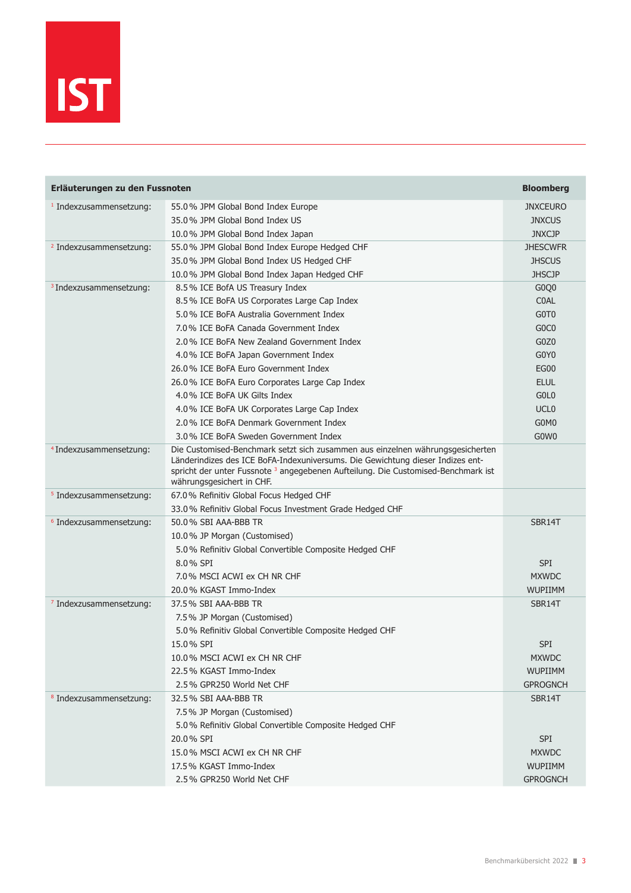IST

| Erläuterungen zu den Fussnoten | | Bloomberg |
|---|---|---|
| [1] Indexzusammensetzung: | 55.0 % JPM Global Bond Index Europe | JNXCEURO |
| | 35.0 % JPM Global Bond Index US | JNXCUS |
| | 10.0 % JPM Global Bond Index Japan | JNXCJP |
| [2] Indexzusammensetzung: | 55.0 % JPM Global Bond Index Europe Hedged CHF | JHESCWFR |
| | 35.0 % JPM Global Bond Index US Hedged CHF | JHSCUS |
| | 10.0 % JPM Global Bond Index Japan Hedged CHF | JHSCJP |
| [3] Indexzusammensetzung: | 8.5 % ICE BofA US Treasury Index | G0Q0 |
| | 8.5 % ICE BofA US Corporates Large Cap Index | C0AL |
| | 5.0 % ICE BofA Australia Government Index | G0T0 |
| | 7.0 % ICE BofA Canada Government Index | G0C0 |
| | 2.0 % ICE BofA New Zealand Government Index | G0Z0 |
| | 4.0 % ICE BofA Japan Government Index | G0Y0 |
| | 26.0 % ICE BofA Euro Government Index | EG00 |
| | 26.0 % ICE BofA Euro Corporates Large Cap Index | ELUL |
| | 4.0 % ICE BofA UK Gilts Index | G0L0 |
| | 4.0 % ICE BofA UK Corporates Large Cap Index | UCL0 |
| | 2.0 % ICE BofA Denmark Government Index | G0M0 |
| | 3.0 % ICE BofA Sweden Government Index | G0W0 |
| [4] Indexzusammensetzung: | Die Customised-Benchmark setzt sich zusammen aus einzelnen währungsgesicherten Länderindizes des ICE BofA-Indexuniversums. Die Gewichtung dieser Indizes entspricht der unter Fussnote [3] angegebenen Aufteilung. Die Customised-Benchmark ist währungsgesichert in CHF. | |
| [5] Indexzusammensetzung: | 67.0 % Refinitiv Global Focus Hedged CHF | |
| | 33.0 % Refinitiv Global Focus Investment Grade Hedged CHF | |
| [6] Indexzusammensetzung: | 50.0 % SBI AAA-BBB TR | SBR14T |
| | 10.0 % JP Morgan (Customised) | |
| | 5.0 % Refinitiv Global Convertible Composite Hedged CHF | |
| | 8.0 % SPI | SPI |
| | 7.0 % MSCI ACWI ex CH NR CHF | MXWDC |
| | 20.0 % KGAST Immo-Index | WUPIIMM |
| [7] Indexzusammensetzung: | 37.5 % SBI AAA-BBB TR | SBR14T |
| | 7.5 % JP Morgan (Customised) | |
| | 5.0 % Refinitiv Global Convertible Composite Hedged CHF | |
| | 15.0 % SPI | SPI |
| | 10.0 % MSCI ACWI ex CH NR CHF | MXWDC |
| | 22.5 % KGAST Immo-Index | WUPIIMM |
| | 2.5 % GPR250 World Net CHF | GPROGNCH |
| [8] Indexzusammensetzung: | 32.5 % SBI AAA-BBB TR | SBR14T |
| | 7.5 % JP Morgan (Customised) | |
| | 5.0 % Refinitiv Global Convertible Composite Hedged CHF | |
| | 20.0 % SPI | SPI |
| | 15.0 % MSCI ACWI ex CH NR CHF | MXWDC |
| | 17.5 % KGAST Immo-Index | WUPIIMM |
| | 2.5 % GPR250 World Net CHF | GPROGNCH |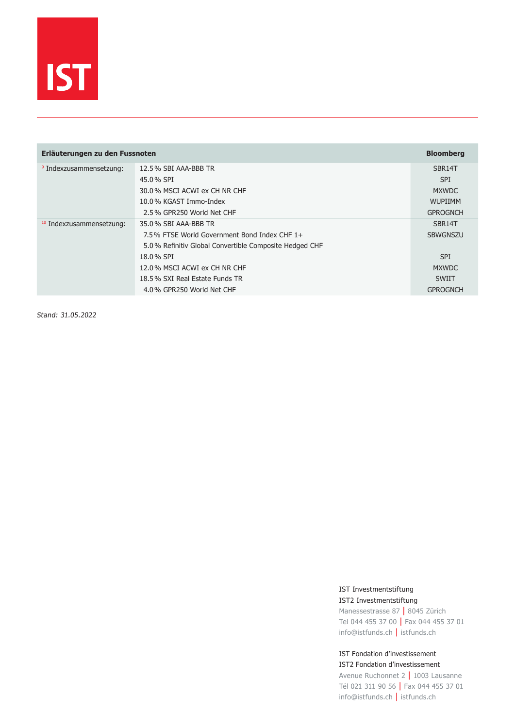IST

| Erläuterungen zu den Fussnoten | | Bloomberg |
|---|---|---|
| [9] Indexzusammensetzung: | 12.5 % SBI AAA-BBB TR | SBR14T |
| | 45.0 % SPI | SPI |
| | 30.0 % MSCI ACWI ex CH NR CHF | MXWDC |
| | 10.0 % KGAST Immo-Index | WUPIIMM |
| | 2.5 % GPR250 World Net CHF | GPROGNCH |
| [10] Indexzusammensetzung: | 35.0 % SBI AAA-BBB TR | SBR14T |
| | 7.5 % FTSE World Government Bond Index CHF 1+ | SBWGNSZU |
| | 5.0 % Refinitiv Global Convertible Composite Hedged CHF | |
| | 18.0 % SPI | SPI |
| | 12.0 % MSCI ACWI ex CH NR CHF | MXWDC |
| | 18.5 % SXI Real Estate Funds TR | SWIIT |
| | 4.0 % GPR250 World Net CHF | GPROGNCH |

*Stand: 31.05.2022*

IST Investmentstiftung
IST2 Investmentstiftung
Manessestrasse 87 | 8045 Zürich
Tel 044 455 37 00 | Fax 044 455 37 01
info@istfunds.ch | istfunds.ch

IST Fondation d'investissement
IST2 Fondation d'investissement
Avenue Ruchonnet 2 | 1003 Lausanne
Tél 021 311 90 56 | Fax 044 455 37 01
info@istfunds.ch | istfunds.ch